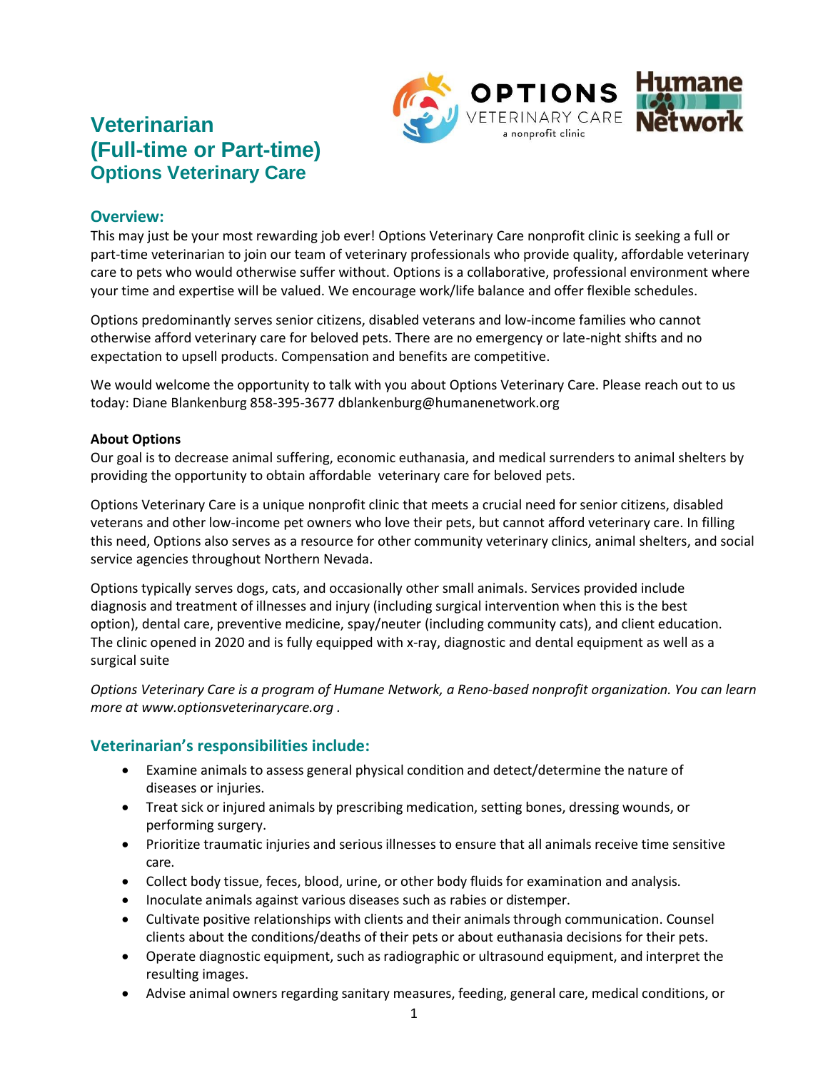# Veterinarian
# (Full-time or Part-time)
## Options Veterinary Care

### Overview:

This may just be your most rewarding job ever! Options Veterinary Care nonprofit clinic is seeking a full or part-time veterinarian to join our team of veterinary professionals who provide quality, affordable veterinary care to pets who would otherwise suffer without. Options is a collaborative, professional environment where your time and expertise will be valued. We encourage work/life balance and offer flexible schedules.

Options predominantly serves senior citizens, disabled veterans and low-income families who cannot otherwise afford veterinary care for beloved pets. There are no emergency or late-night shifts and no expectation to upsell products. Compensation and benefits are competitive.

We would welcome the opportunity to talk with you about Options Veterinary Care. Please reach out to us today: Diane Blankenburg 858-395-3677 dblankenburg@humanenetwork.org

**About Options**

Our goal is to decrease animal suffering, economic euthanasia, and medical surrenders to animal shelters by providing the opportunity to obtain affordable veterinary care for beloved pets.

Options Veterinary Care is a unique nonprofit clinic that meets a crucial need for senior citizens, disabled veterans and other low-income pet owners who love their pets, but cannot afford veterinary care. In filling this need, Options also serves as a resource for other community veterinary clinics, animal shelters, and social service agencies throughout Northern Nevada.

Options typically serves dogs, cats, and occasionally other small animals. Services provided include diagnosis and treatment of illnesses and injury (including surgical intervention when this is the best option), dental care, preventive medicine, spay/neuter (including community cats), and client education. The clinic opened in 2020 and is fully equipped with x-ray, diagnostic and dental equipment as well as a surgical suite

*Options Veterinary Care is a program of Humane Network, a Reno-based nonprofit organization. You can learn more at www.optionsveterinarycare.org .*

### Veterinarian's responsibilities include:

- Examine animals to assess general physical condition and detect/determine the nature of diseases or injuries.
- Treat sick or injured animals by prescribing medication, setting bones, dressing wounds, or performing surgery.
- Prioritize traumatic injuries and serious illnesses to ensure that all animals receive time sensitive care.
- Collect body tissue, feces, blood, urine, or other body fluids for examination and analysis.
- Inoculate animals against various diseases such as rabies or distemper.
- Cultivate positive relationships with clients and their animals through communication. Counsel clients about the conditions/deaths of their pets or about euthanasia decisions for their pets.
- Operate diagnostic equipment, such as radiographic or ultrasound equipment, and interpret the resulting images.
- Advise animal owners regarding sanitary measures, feeding, general care, medical conditions, or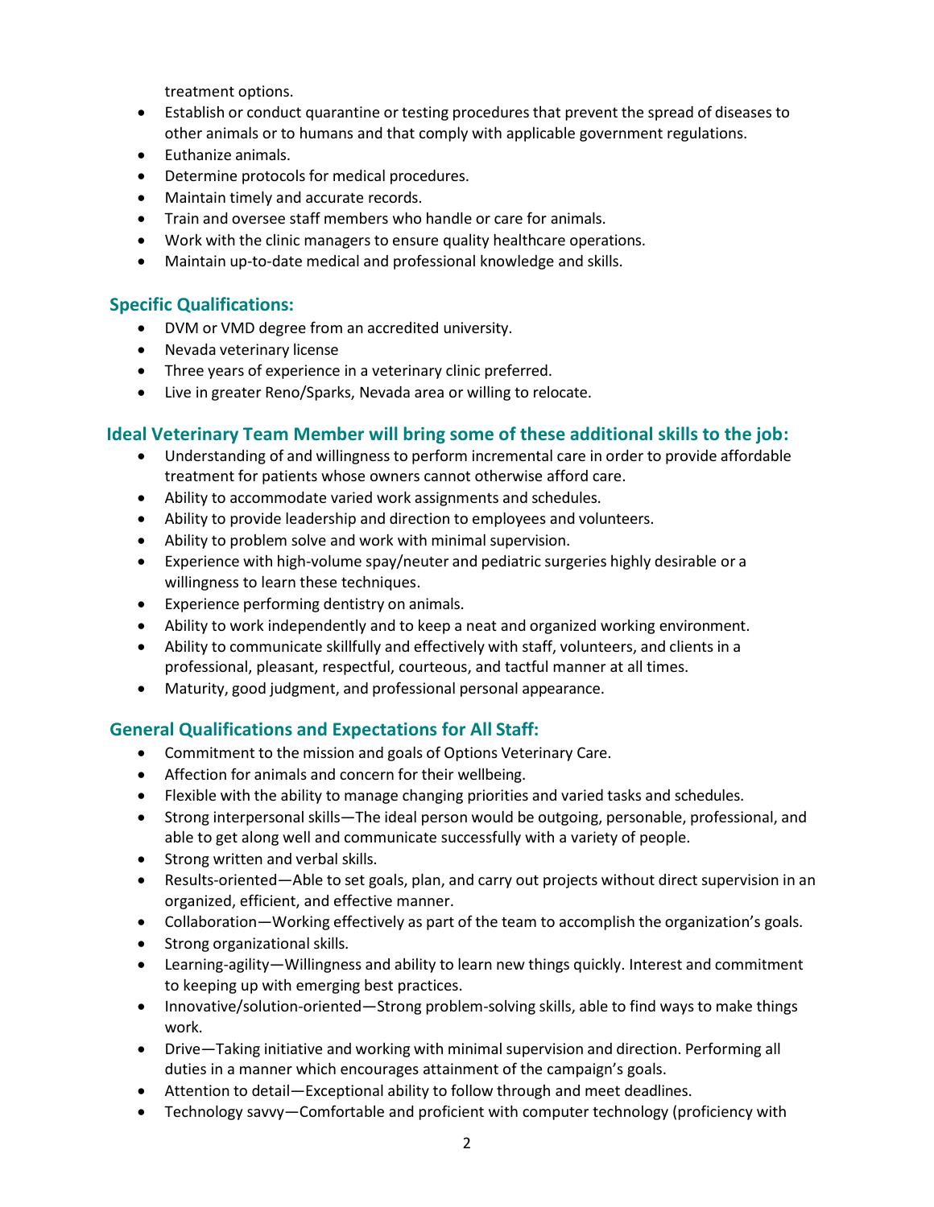treatment options.

- Establish or conduct quarantine or testing procedures that prevent the spread of diseases to other animals or to humans and that comply with applicable government regulations.
- Euthanize animals.
- Determine protocols for medical procedures.
- Maintain timely and accurate records.
- Train and oversee staff members who handle or care for animals.
- Work with the clinic managers to ensure quality healthcare operations.
- Maintain up-to-date medical and professional knowledge and skills.

## Specific Qualifications:

- DVM or VMD degree from an accredited university.
- Nevada veterinary license
- Three years of experience in a veterinary clinic preferred.
- Live in greater Reno/Sparks, Nevada area or willing to relocate.

## Ideal Veterinary Team Member will bring some of these additional skills to the job:

- Understanding of and willingness to perform incremental care in order to provide affordable treatment for patients whose owners cannot otherwise afford care.
- Ability to accommodate varied work assignments and schedules.
- Ability to provide leadership and direction to employees and volunteers.
- Ability to problem solve and work with minimal supervision.
- Experience with high-volume spay/neuter and pediatric surgeries highly desirable or a willingness to learn these techniques.
- Experience performing dentistry on animals.
- Ability to work independently and to keep a neat and organized working environment.
- Ability to communicate skillfully and effectively with staff, volunteers, and clients in a professional, pleasant, respectful, courteous, and tactful manner at all times.
- Maturity, good judgment, and professional personal appearance.

## General Qualifications and Expectations for All Staff:

- Commitment to the mission and goals of Options Veterinary Care.
- Affection for animals and concern for their wellbeing.
- Flexible with the ability to manage changing priorities and varied tasks and schedules.
- Strong interpersonal skills—The ideal person would be outgoing, personable, professional, and able to get along well and communicate successfully with a variety of people.
- Strong written and verbal skills.
- Results-oriented—Able to set goals, plan, and carry out projects without direct supervision in an organized, efficient, and effective manner.
- Collaboration—Working effectively as part of the team to accomplish the organization's goals.
- Strong organizational skills.
- Learning-agility—Willingness and ability to learn new things quickly. Interest and commitment to keeping up with emerging best practices.
- Innovative/solution-oriented—Strong problem-solving skills, able to find ways to make things work.
- Drive—Taking initiative and working with minimal supervision and direction. Performing all duties in a manner which encourages attainment of the campaign's goals.
- Attention to detail—Exceptional ability to follow through and meet deadlines.
- Technology savvy—Comfortable and proficient with computer technology (proficiency with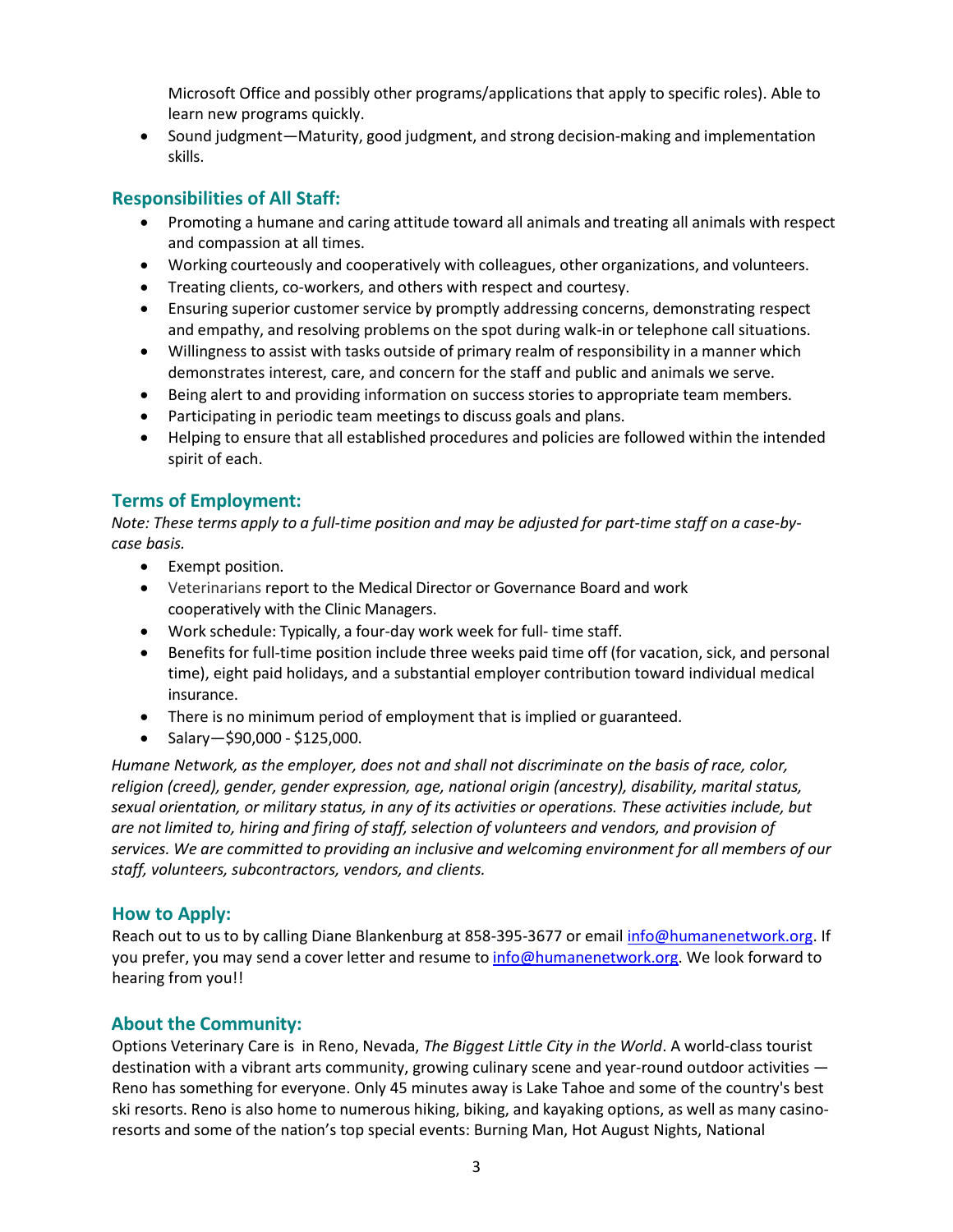Microsoft Office and possibly other programs/applications that apply to specific roles). Able to learn new programs quickly.

- Sound judgment—Maturity, good judgment, and strong decision-making and implementation skills.

## Responsibilities of All Staff:

- Promoting a humane and caring attitude toward all animals and treating all animals with respect and compassion at all times.
- Working courteously and cooperatively with colleagues, other organizations, and volunteers.
- Treating clients, co-workers, and others with respect and courtesy.
- Ensuring superior customer service by promptly addressing concerns, demonstrating respect and empathy, and resolving problems on the spot during walk-in or telephone call situations.
- Willingness to assist with tasks outside of primary realm of responsibility in a manner which demonstrates interest, care, and concern for the staff and public and animals we serve.
- Being alert to and providing information on success stories to appropriate team members.
- Participating in periodic team meetings to discuss goals and plans.
- Helping to ensure that all established procedures and policies are followed within the intended spirit of each.

## Terms of Employment:

*Note: These terms apply to a full-time position and may be adjusted for part-time staff on a case-by-case basis.*

- Exempt position.
- Veterinarians report to the Medical Director or Governance Board and work cooperatively with the Clinic Managers.
- Work schedule: Typically, a four-day work week for full- time staff.
- Benefits for full-time position include three weeks paid time off (for vacation, sick, and personal time), eight paid holidays, and a substantial employer contribution toward individual medical insurance.
- There is no minimum period of employment that is implied or guaranteed.
- Salary—$90,000 - $125,000.

*Humane Network, as the employer, does not and shall not discriminate on the basis of race, color, religion (creed), gender, gender expression, age, national origin (ancestry), disability, marital status, sexual orientation, or military status, in any of its activities or operations. These activities include, but are not limited to, hiring and firing of staff, selection of volunteers and vendors, and provision of services. We are committed to providing an inclusive and welcoming environment for all members of our staff, volunteers, subcontractors, vendors, and clients.*

## How to Apply:

Reach out to us to by calling Diane Blankenburg at 858-395-3677 or email info@humanenetwork.org. If you prefer, you may send a cover letter and resume to info@humanenetwork.org. We look forward to hearing from you!!

## About the Community:

Options Veterinary Care is in Reno, Nevada, *The Biggest Little City in the World*. A world-class tourist destination with a vibrant arts community, growing culinary scene and year-round outdoor activities — Reno has something for everyone. Only 45 minutes away is Lake Tahoe and some of the country's best ski resorts. Reno is also home to numerous hiking, biking, and kayaking options, as well as many casino-resorts and some of the nation's top special events: Burning Man, Hot August Nights, National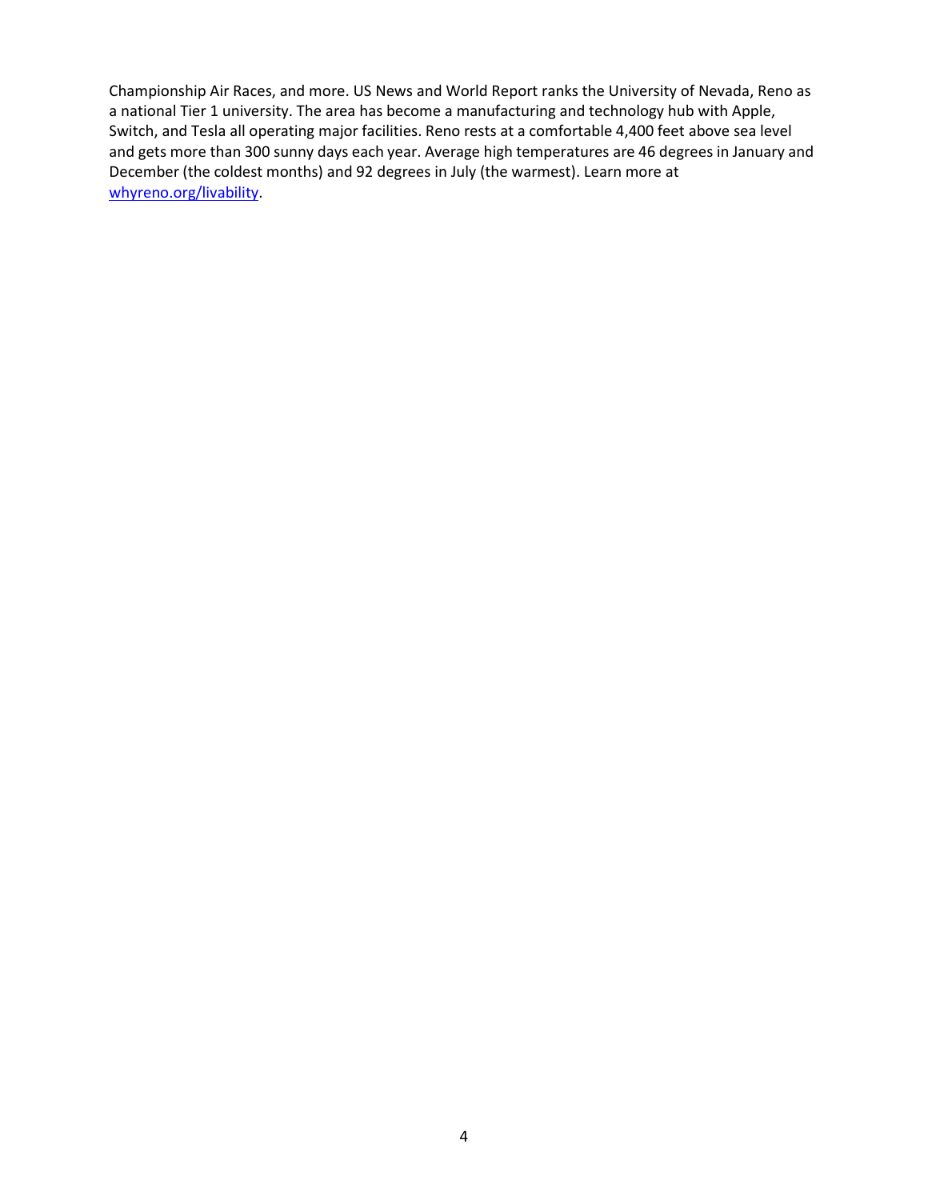Championship Air Races, and more. US News and World Report ranks the University of Nevada, Reno as a national Tier 1 university. The area has become a manufacturing and technology hub with Apple, Switch, and Tesla all operating major facilities. Reno rests at a comfortable 4,400 feet above sea level and gets more than 300 sunny days each year. Average high temperatures are 46 degrees in January and December (the coldest months) and 92 degrees in July (the warmest). Learn more at [whyreno.org/livability](whyreno.org/livability).